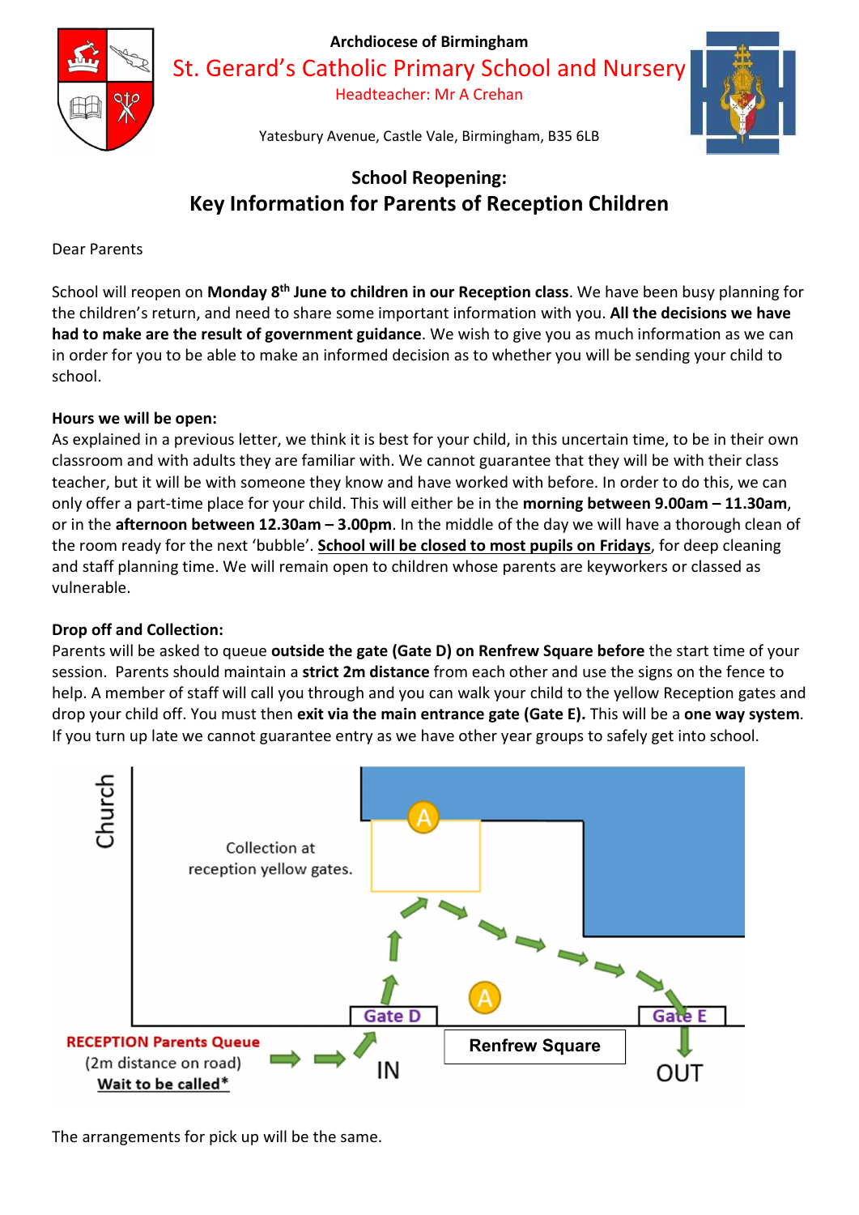Archdiocese of Birmingham

# St. Gerard's Catholic Primary School and Nursery

Headteacher: Mr A Crehan

Yatesbury Avenue, Castle Vale, Birmingham, B35 6LB

## School Reopening:
## Key Information for Parents of Reception Children

Dear Parents

School will reopen on **Monday 8th June to children in our Reception class**. We have been busy planning for the children's return, and need to share some important information with you. **All the decisions we have had to make are the result of government guidance**. We wish to give you as much information as we can in order for you to be able to make an informed decision as to whether you will be sending your child to school.

**Hours we will be open:**
As explained in a previous letter, we think it is best for your child, in this uncertain time, to be in their own classroom and with adults they are familiar with. We cannot guarantee that they will be with their class teacher, but it will be with someone they know and have worked with before. In order to do this, we can only offer a part-time place for your child. This will either be in the **morning between 9.00am – 11.30am**, or in the **afternoon between 12.30am – 3.00pm**. In the middle of the day we will have a thorough clean of the room ready for the next 'bubble'. **School will be closed to most pupils on Fridays**, for deep cleaning and staff planning time. We will remain open to children whose parents are keyworkers or classed as vulnerable.

**Drop off and Collection:**
Parents will be asked to queue **outside the gate (Gate D) on Renfrew Square before** the start time of your session. Parents should maintain a **strict 2m distance** from each other and use the signs on the fence to help. A member of staff will call you through and you can walk your child to the yellow Reception gates and drop your child off. You must then **exit via the main entrance gate (Gate E).** This will be a **one way system**. If you turn up late we cannot guarantee entry as we have other year groups to safely get into school.

Church

Collection at reception yellow gates.

A

A

Gate D

Gate E

**RECEPTION Parents Queue**
(2m distance on road)
**Wait to be called***

IN

Renfrew Square

OUT

The arrangements for pick up will be the same.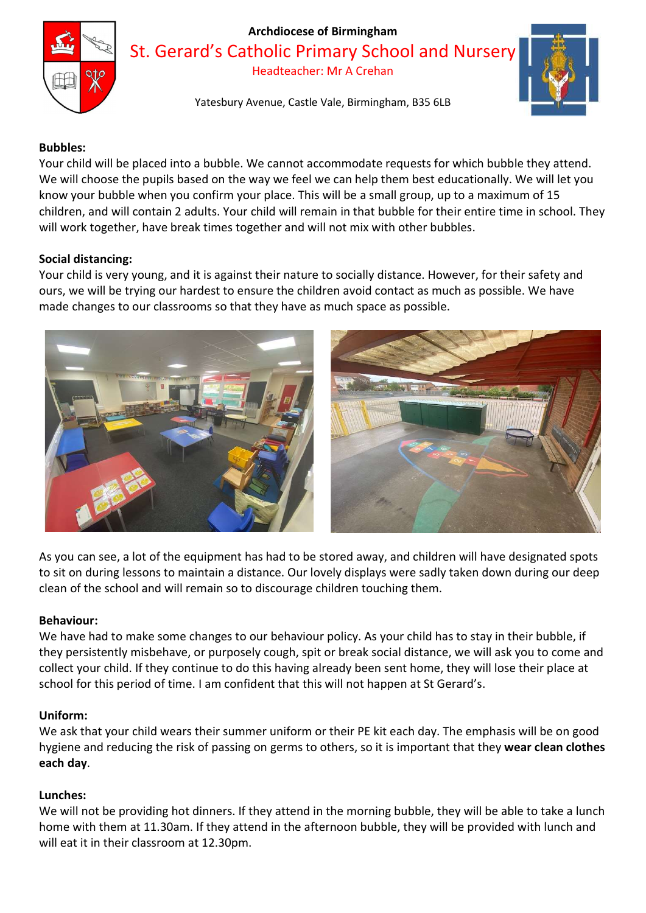Archdiocese of Birmingham

St. Gerard's Catholic Primary School and Nursery

Headteacher: Mr A Crehan

Yatesbury Avenue, Castle Vale, Birmingham, B35 6LB

**Bubbles:**
Your child will be placed into a bubble. We cannot accommodate requests for which bubble they attend. We will choose the pupils based on the way we feel we can help them best educationally. We will let you know your bubble when you confirm your place. This will be a small group, up to a maximum of 15 children, and will contain 2 adults. Your child will remain in that bubble for their entire time in school. They will work together, have break times together and will not mix with other bubbles.

**Social distancing:**
Your child is very young, and it is against their nature to socially distance. However, for their safety and ours, we will be trying our hardest to ensure the children avoid contact as much as possible. We have made changes to our classrooms so that they have as much space as possible.

As you can see, a lot of the equipment has had to be stored away, and children will have designated spots to sit on during lessons to maintain a distance. Our lovely displays were sadly taken down during our deep clean of the school and will remain so to discourage children touching them.

**Behaviour:**
We have had to make some changes to our behaviour policy. As your child has to stay in their bubble, if they persistently misbehave, or purposely cough, spit or break social distance, we will ask you to come and collect your child. If they continue to do this having already been sent home, they will lose their place at school for this period of time. I am confident that this will not happen at St Gerard's.

**Uniform:**
We ask that your child wears their summer uniform or their PE kit each day. The emphasis will be on good hygiene and reducing the risk of passing on germs to others, so it is important that they **wear clean clothes each day**.

**Lunches:**
We will not be providing hot dinners. If they attend in the morning bubble, they will be able to take a lunch home with them at 11.30am. If they attend in the afternoon bubble, they will be provided with lunch and will eat it in their classroom at 12.30pm.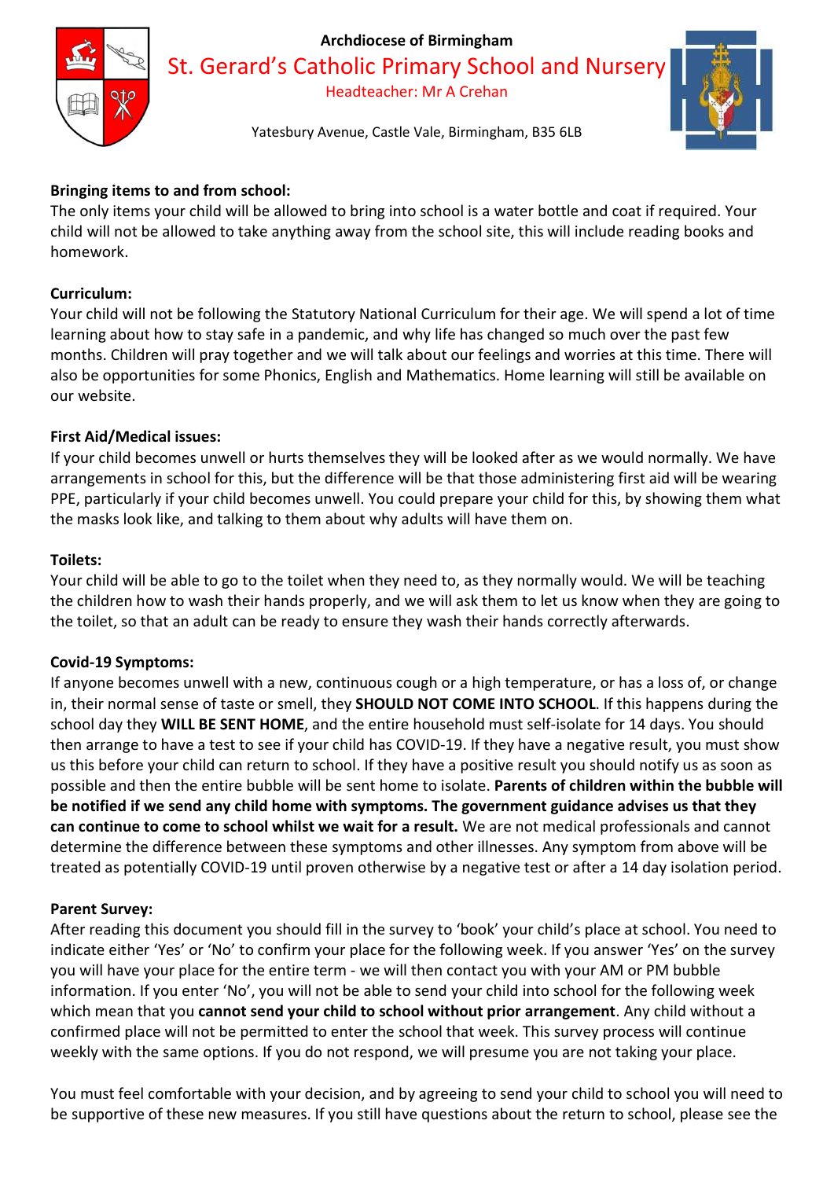Archdiocese of Birmingham

St. Gerard's Catholic Primary School and Nursery

Headteacher: Mr A Crehan

Yatesbury Avenue, Castle Vale, Birmingham, B35 6LB

**Bringing items to and from school:**
The only items your child will be allowed to bring into school is a water bottle and coat if required. Your child will not be allowed to take anything away from the school site, this will include reading books and homework.

**Curriculum:**
Your child will not be following the Statutory National Curriculum for their age. We will spend a lot of time learning about how to stay safe in a pandemic, and why life has changed so much over the past few months. Children will pray together and we will talk about our feelings and worries at this time. There will also be opportunities for some Phonics, English and Mathematics. Home learning will still be available on our website.

**First Aid/Medical issues:**
If your child becomes unwell or hurts themselves they will be looked after as we would normally. We have arrangements in school for this, but the difference will be that those administering first aid will be wearing PPE, particularly if your child becomes unwell. You could prepare your child for this, by showing them what the masks look like, and talking to them about why adults will have them on.

**Toilets:**
Your child will be able to go to the toilet when they need to, as they normally would. We will be teaching the children how to wash their hands properly, and we will ask them to let us know when they are going to the toilet, so that an adult can be ready to ensure they wash their hands correctly afterwards.

**Covid-19 Symptoms:**
If anyone becomes unwell with a new, continuous cough or a high temperature, or has a loss of, or change in, their normal sense of taste or smell, they **SHOULD NOT COME INTO SCHOOL**. If this happens during the school day they **WILL BE SENT HOME**, and the entire household must self-isolate for 14 days. You should then arrange to have a test to see if your child has COVID-19. If they have a negative result, you must show us this before your child can return to school. If they have a positive result you should notify us as soon as possible and then the entire bubble will be sent home to isolate. **Parents of children within the bubble will be notified if we send any child home with symptoms. The government guidance advises us that they can continue to come to school whilst we wait for a result.** We are not medical professionals and cannot determine the difference between these symptoms and other illnesses. Any symptom from above will be treated as potentially COVID-19 until proven otherwise by a negative test or after a 14 day isolation period.

**Parent Survey:**
After reading this document you should fill in the survey to 'book' your child's place at school. You need to indicate either 'Yes' or 'No' to confirm your place for the following week. If you answer 'Yes' on the survey you will have your place for the entire term - we will then contact you with your AM or PM bubble information. If you enter 'No', you will not be able to send your child into school for the following week which mean that you **cannot send your child to school without prior arrangement**. Any child without a confirmed place will not be permitted to enter the school that week. This survey process will continue weekly with the same options. If you do not respond, we will presume you are not taking your place.

You must feel comfortable with your decision, and by agreeing to send your child to school you will need to be supportive of these new measures. If you still have questions about the return to school, please see the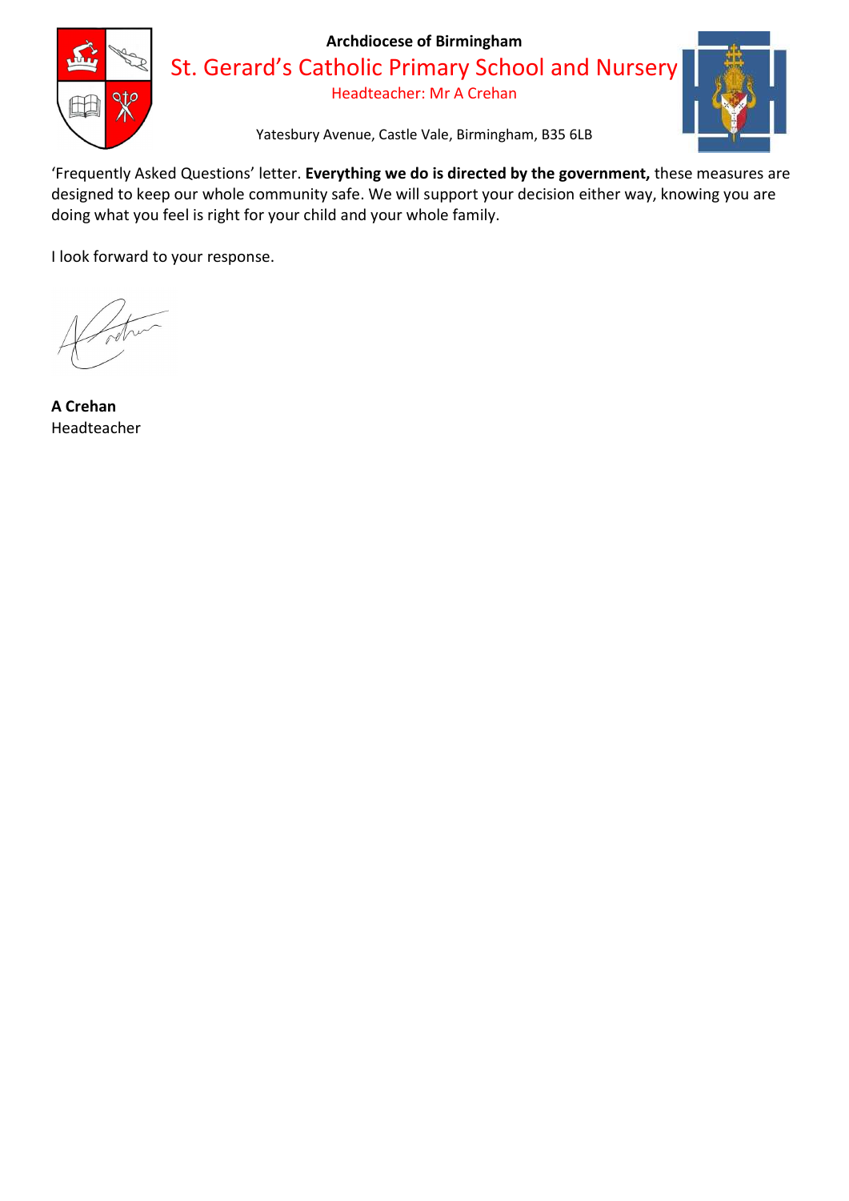**Archdiocese of Birmingham**

St. Gerard's Catholic Primary School and Nursery

Headteacher: Mr A Crehan

Yatesbury Avenue, Castle Vale, Birmingham, B35 6LB

'Frequently Asked Questions' letter. **Everything we do is directed by the government,** these measures are designed to keep our whole community safe. We will support your decision either way, knowing you are doing what you feel is right for your child and your whole family.

I look forward to your response.

**A Crehan**
Headteacher